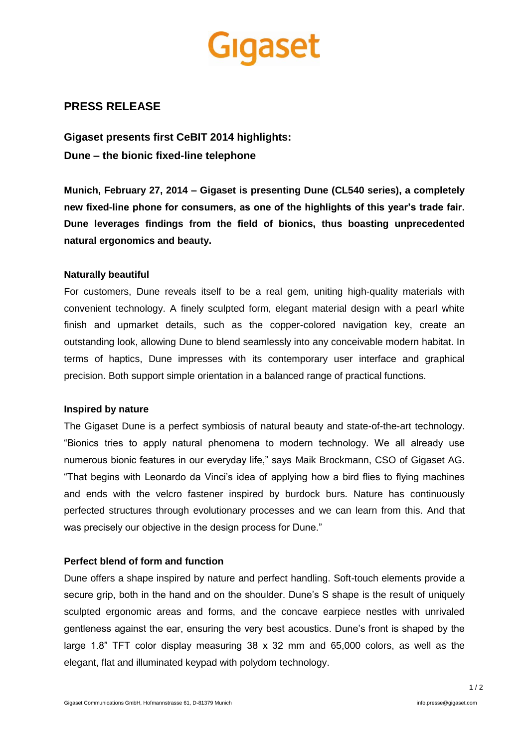## PRESS RELEASE

### Gigaset presents first CeBIT 2014 highlights:
### Dune – the bionic fixed-line telephone

**Munich, February 27, 2014 – Gigaset is presenting Dune (CL540 series), a completely new fixed-line phone for consumers, as one of the highlights of this year's trade fair. Dune leverages findings from the field of bionics, thus boasting unprecedented natural ergonomics and beauty.**

**Naturally beautiful**

For customers, Dune reveals itself to be a real gem, uniting high-quality materials with convenient technology. A finely sculpted form, elegant material design with a pearl white finish and upmarket details, such as the copper-colored navigation key, create an outstanding look, allowing Dune to blend seamlessly into any conceivable modern habitat. In terms of haptics, Dune impresses with its contemporary user interface and graphical precision. Both support simple orientation in a balanced range of practical functions.

**Inspired by nature**

The Gigaset Dune is a perfect symbiosis of natural beauty and state-of-the-art technology. "Bionics tries to apply natural phenomena to modern technology. We all already use numerous bionic features in our everyday life," says Maik Brockmann, CSO of Gigaset AG. "That begins with Leonardo da Vinci's idea of applying how a bird flies to flying machines and ends with the velcro fastener inspired by burdock burs. Nature has continuously perfected structures through evolutionary processes and we can learn from this. And that was precisely our objective in the design process for Dune."

**Perfect blend of form and function**

Dune offers a shape inspired by nature and perfect handling. Soft-touch elements provide a secure grip, both in the hand and on the shoulder. Dune's S shape is the result of uniquely sculpted ergonomic areas and forms, and the concave earpiece nestles with unrivaled gentleness against the ear, ensuring the very best acoustics. Dune's front is shaped by the large 1.8" TFT color display measuring 38 x 32 mm and 65,000 colors, as well as the elegant, flat and illuminated keypad with polydom technology.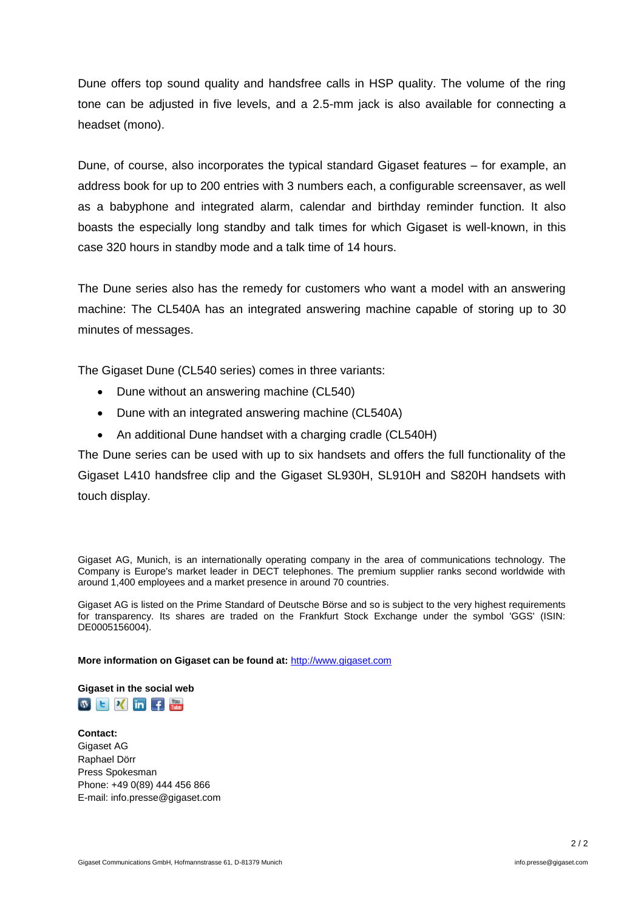Dune offers top sound quality and handsfree calls in HSP quality. The volume of the ring tone can be adjusted in five levels, and a 2.5-mm jack is also available for connecting a headset (mono).

Dune, of course, also incorporates the typical standard Gigaset features – for example, an address book for up to 200 entries with 3 numbers each, a configurable screensaver, as well as a babyphone and integrated alarm, calendar and birthday reminder function. It also boasts the especially long standby and talk times for which Gigaset is well-known, in this case 320 hours in standby mode and a talk time of 14 hours.

The Dune series also has the remedy for customers who want a model with an answering machine: The CL540A has an integrated answering machine capable of storing up to 30 minutes of messages.

The Gigaset Dune (CL540 series) comes in three variants:

- Dune without an answering machine (CL540)
- Dune with an integrated answering machine (CL540A)
- An additional Dune handset with a charging cradle (CL540H)

The Dune series can be used with up to six handsets and offers the full functionality of the Gigaset L410 handsfree clip and the Gigaset SL930H, SL910H and S820H handsets with touch display.

Gigaset AG, Munich, is an internationally operating company in the area of communications technology. The Company is Europe's market leader in DECT telephones. The premium supplier ranks second worldwide with around 1,400 employees and a market presence in around 70 countries.

Gigaset AG is listed on the Prime Standard of Deutsche Börse and so is subject to the very highest requirements for transparency. Its shares are traded on the Frankfurt Stock Exchange under the symbol 'GGS' (ISIN: DE0005156004).

**More information on Gigaset can be found at:** http://www.gigaset.com

**Gigaset in the social web**

**Contact:**
Gigaset AG
Raphael Dörr
Press Spokesman
Phone: +49 0(89) 444 456 866
E-mail: info.presse@gigaset.com